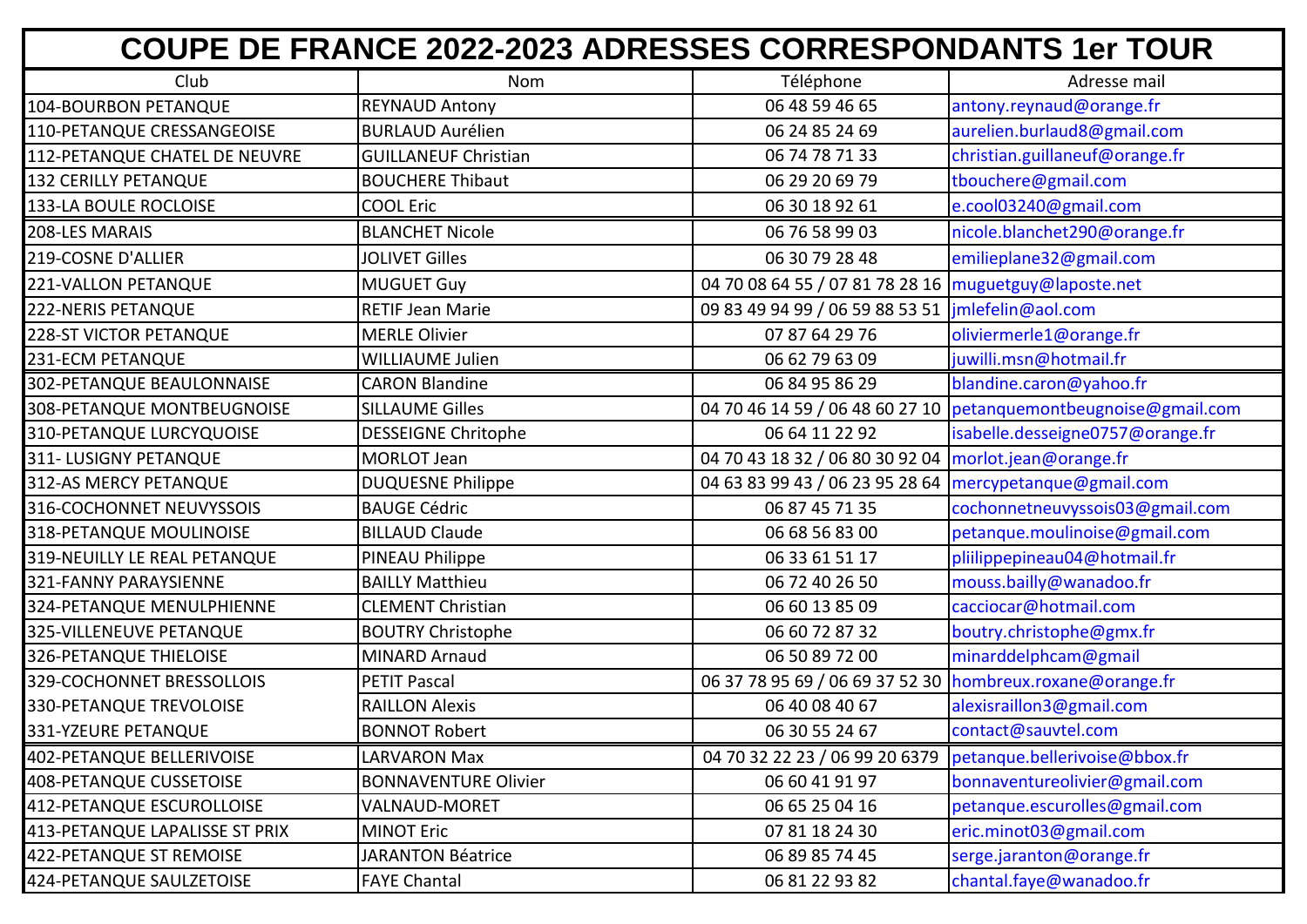# COUPE DE FRANCE 2022-2023 ADRESSES CORRESPONDANTS 1er TOUR

| Club | Nom | Téléphone | Adresse mail |
|---|---|---|---|
| 104-BOURBON PETANQUE | REYNAUD Antony | 06 48 59 46 65 | antony.reynaud@orange.fr |
| 110-PETANQUE CRESSANGEOISE | BURLAUD Aurélien | 06 24 85 24 69 | aurelien.burlaud8@gmail.com |
| 112-PETANQUE CHATEL DE NEUVRE | GUILLANEUF Christian | 06 74 78 71 33 | christian.guillaneuf@orange.fr |
| 132 CERILLY PETANQUE | BOUCHERE Thibaut | 06 29 20 69 79 | tbouchere@gmail.com |
| 133-LA BOULE ROCLOISE | COOL Eric | 06 30 18 92 61 | e.cool03240@gmail.com |
| 208-LES MARAIS | BLANCHET Nicole | 06 76 58 99 03 | nicole.blanchet290@orange.fr |
| 219-COSNE D'ALLIER | JOLIVET Gilles | 06 30 79 28 48 | emilieplane32@gmail.com |
| 221-VALLON PETANQUE | MUGUET Guy | 04 70 08 64 55 / 07 81 78 28 16 | muguetguy@laposte.net |
| 222-NERIS PETANQUE | RETIF Jean Marie | 09 83 49 94 99 / 06 59 88 53 51 | jmlefelin@aol.com |
| 228-ST VICTOR PETANQUE | MERLE Olivier | 07 87 64 29 76 | oliviermerle1@orange.fr |
| 231-ECM PETANQUE | WILLIAUME Julien | 06 62 79 63 09 | juwilli.msn@hotmail.fr |
| 302-PETANQUE BEAULONNAISE | CARON Blandine | 06 84 95 86 29 | blandine.caron@yahoo.fr |
| 308-PETANQUE MONTBEUGNOISE | SILLAUME Gilles | 04 70 46 14 59 / 06 48 60 27 10 | petanquemontbeugnoise@gmail.com |
| 310-PETANQUE LURCYQUOISE | DESSEIGNE Chritophe | 06 64 11 22 92 | isabelle.desseigne0757@orange.fr |
| 311- LUSIGNY PETANQUE | MORLOT Jean | 04 70 43 18 32 / 06 80 30 92 04 | morlot.jean@orange.fr |
| 312-AS MERCY PETANQUE | DUQUESNE Philippe | 04 63 83 99 43 / 06 23 95 28 64 | mercypetanque@gmail.com |
| 316-COCHONNET NEUVYSSOIS | BAUGE Cédric | 06 87 45 71 35 | cochonnetneuvyssois03@gmail.com |
| 318-PETANQUE MOULINOISE | BILLAUD Claude | 06 68 56 83 00 | petanque.moulinoise@gmail.com |
| 319-NEUILLY LE REAL PETANQUE | PINEAU Philippe | 06 33 61 51 17 | pliilippepineau04@hotmail.fr |
| 321-FANNY PARAYSIENNE | BAILLY Matthieu | 06 72 40 26 50 | mouss.bailly@wanadoo.fr |
| 324-PETANQUE MENULPHIENNE | CLEMENT Christian | 06 60 13 85 09 | cacciocar@hotmail.com |
| 325-VILLENEUVE PETANQUE | BOUTRY Christophe | 06 60 72 87 32 | boutry.christophe@gmx.fr |
| 326-PETANQUE THIELOISE | MINARD Arnaud | 06 50 89 72 00 | minarddelphcam@gmail |
| 329-COCHONNET BRESSOLLOIS | PETIT Pascal | 06 37 78 95 69 / 06 69 37 52 30 | hombreux.roxane@orange.fr |
| 330-PETANQUE TREVOLOISE | RAILLON Alexis | 06 40 08 40 67 | alexisraillon3@gmail.com |
| 331-YZEURE PETANQUE | BONNOT Robert | 06 30 55 24 67 | contact@sauvtel.com |
| 402-PETANQUE BELLERIVOISE | LARVARON Max | 04 70 32 22 23 / 06 99 20 6379 | petanque.bellerivoise@bbox.fr |
| 408-PETANQUE CUSSETOISE | BONNAVENTURE Olivier | 06 60 41 91 97 | bonnaventureolivier@gmail.com |
| 412-PETANQUE ESCUROLLOISE | VALNAUD-MORET | 06 65 25 04 16 | petanque.escurolles@gmail.com |
| 413-PETANQUE LAPALISSE ST PRIX | MINOT Eric | 07 81 18 24 30 | eric.minot03@gmail.com |
| 422-PETANQUE ST REMOISE | JARANTON Béatrice | 06 89 85 74 45 | serge.jaranton@orange.fr |
| 424-PETANQUE SAULZETOISE | FAYE Chantal | 06 81 22 93 82 | chantal.faye@wanadoo.fr |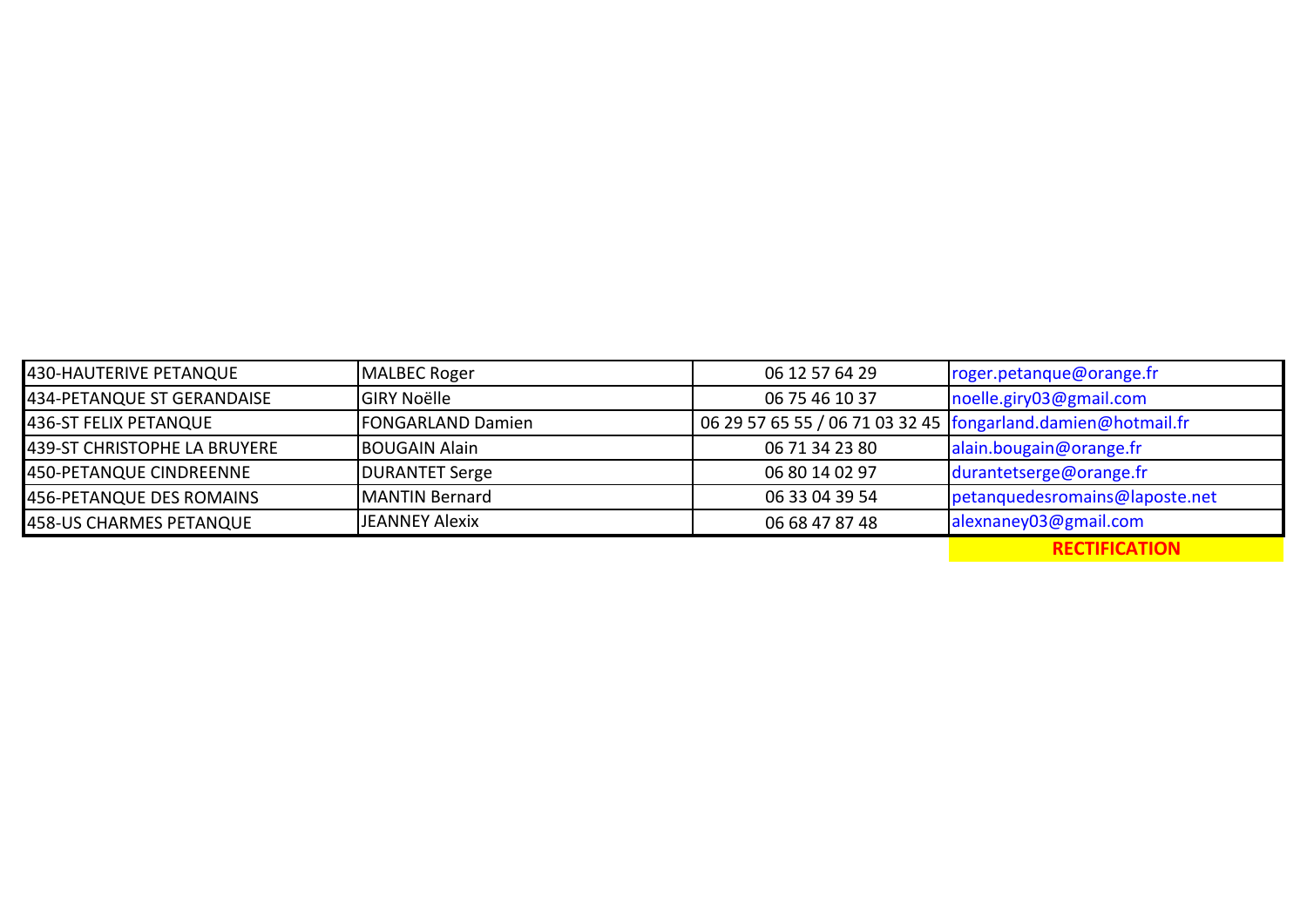| | | | |
|---|---|---|---|
| 430-HAUTERIVE PETANQUE | MALBEC Roger | 06 12 57 64 29 | roger.petanque@orange.fr |
| 434-PETANQUE ST GERANDAISE | GIRY Noëlle | 06 75 46 10 37 | noelle.giry03@gmail.com |
| 436-ST FELIX PETANQUE | FONGARLAND Damien | 06 29 57 65 55 / 06 71 03 32 45 | fongarland.damien@hotmail.fr |
| 439-ST CHRISTOPHE LA BRUYERE | BOUGAIN Alain | 06 71 34 23 80 | alain.bougain@orange.fr |
| 450-PETANQUE CINDREENNE | DURANTET Serge | 06 80 14 02 97 | durantetserge@orange.fr |
| 456-PETANQUE DES ROMAINS | MANTIN Bernard | 06 33 04 39 54 | petanquedesromains@laposte.net |
| 458-US CHARMES PETANQUE | JEANNEY Alexix | 06 68 47 87 48 | alexnaney03@gmail.com |
| | | | **RECTIFICATION** |